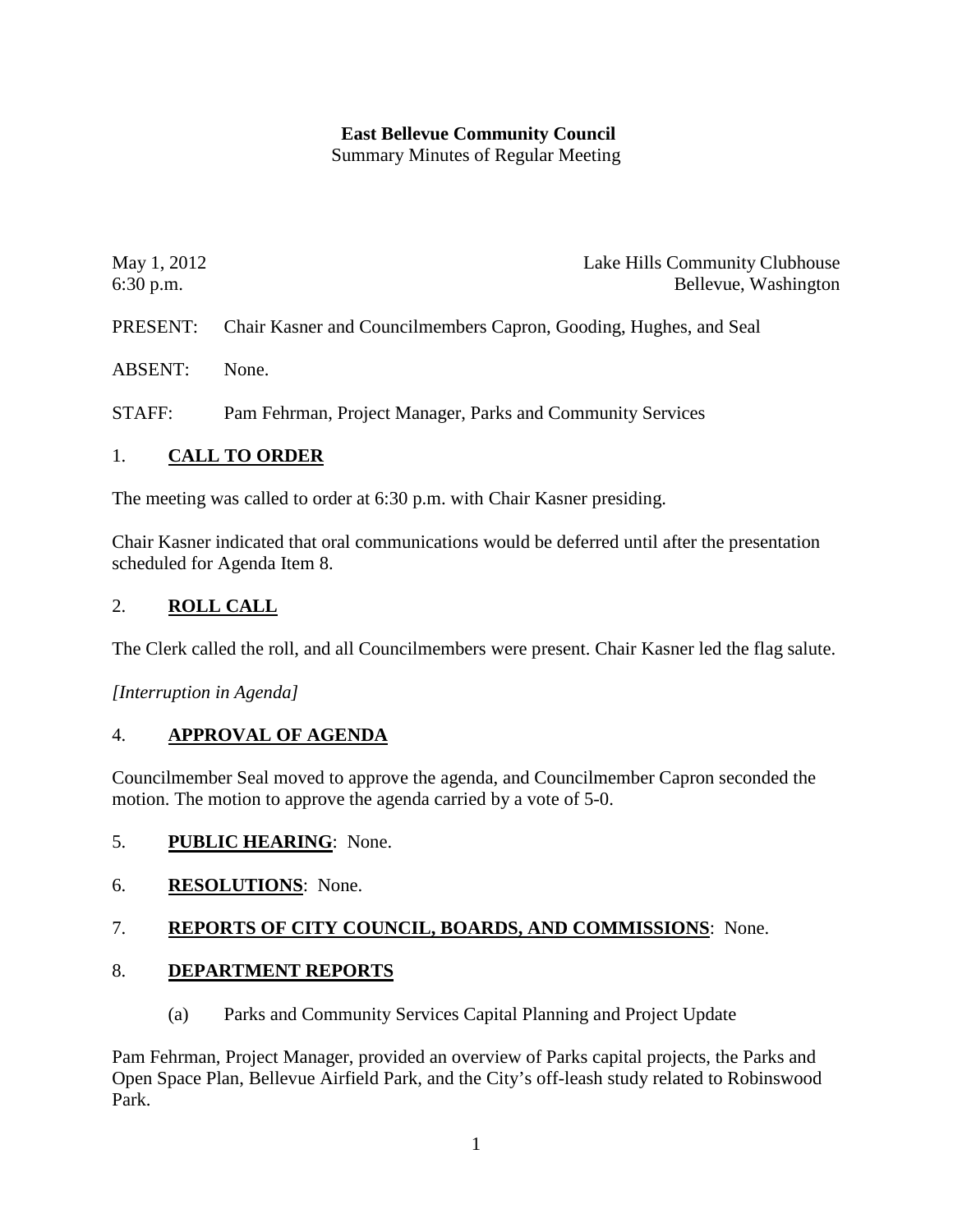**East Bellevue Community Council**
Summary Minutes of Regular Meeting

May 1, 2012 Lake Hills Community Clubhouse
6:30 p.m. Bellevue, Washington

PRESENT: Chair Kasner and Councilmembers Capron, Gooding, Hughes, and Seal

ABSENT: None.

STAFF: Pam Fehrman, Project Manager, Parks and Community Services

## 1. CALL TO ORDER

The meeting was called to order at 6:30 p.m. with Chair Kasner presiding.

Chair Kasner indicated that oral communications would be deferred until after the presentation scheduled for Agenda Item 8.

## 2. ROLL CALL

The Clerk called the roll, and all Councilmembers were present. Chair Kasner led the flag salute.

*[Interruption in Agenda]*

## 4. APPROVAL OF AGENDA

Councilmember Seal moved to approve the agenda, and Councilmember Capron seconded the motion. The motion to approve the agenda carried by a vote of 5-0.

## 5. PUBLIC HEARING: None.

## 6. RESOLUTIONS: None.

## 7. REPORTS OF CITY COUNCIL, BOARDS, AND COMMISSIONS: None.

## 8. DEPARTMENT REPORTS

(a) Parks and Community Services Capital Planning and Project Update

Pam Fehrman, Project Manager, provided an overview of Parks capital projects, the Parks and Open Space Plan, Bellevue Airfield Park, and the City's off-leash study related to Robinswood Park.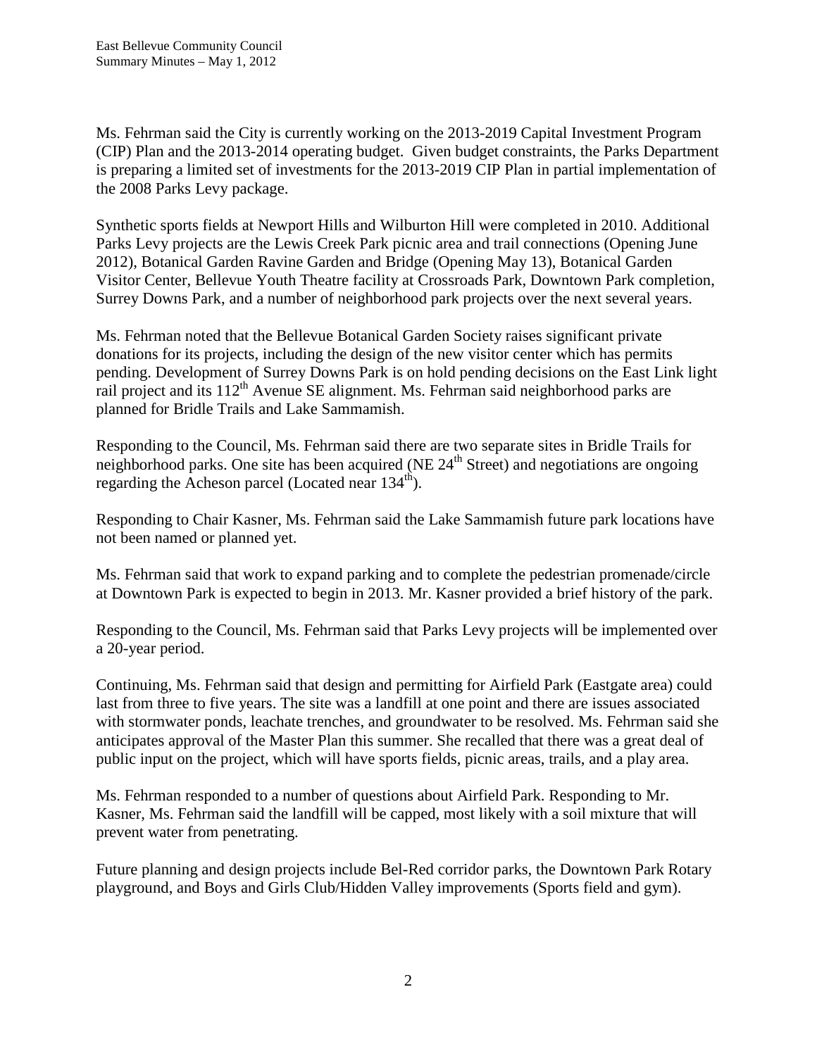Ms. Fehrman said the City is currently working on the 2013-2019 Capital Investment Program (CIP) Plan and the 2013-2014 operating budget. Given budget constraints, the Parks Department is preparing a limited set of investments for the 2013-2019 CIP Plan in partial implementation of the 2008 Parks Levy package.

Synthetic sports fields at Newport Hills and Wilburton Hill were completed in 2010. Additional Parks Levy projects are the Lewis Creek Park picnic area and trail connections (Opening June 2012), Botanical Garden Ravine Garden and Bridge (Opening May 13), Botanical Garden Visitor Center, Bellevue Youth Theatre facility at Crossroads Park, Downtown Park completion, Surrey Downs Park, and a number of neighborhood park projects over the next several years.

Ms. Fehrman noted that the Bellevue Botanical Garden Society raises significant private donations for its projects, including the design of the new visitor center which has permits pending. Development of Surrey Downs Park is on hold pending decisions on the East Link light rail project and its 112th Avenue SE alignment. Ms. Fehrman said neighborhood parks are planned for Bridle Trails and Lake Sammamish.

Responding to the Council, Ms. Fehrman said there are two separate sites in Bridle Trails for neighborhood parks. One site has been acquired (NE 24th Street) and negotiations are ongoing regarding the Acheson parcel (Located near 134th).

Responding to Chair Kasner, Ms. Fehrman said the Lake Sammamish future park locations have not been named or planned yet.

Ms. Fehrman said that work to expand parking and to complete the pedestrian promenade/circle at Downtown Park is expected to begin in 2013. Mr. Kasner provided a brief history of the park.

Responding to the Council, Ms. Fehrman said that Parks Levy projects will be implemented over a 20-year period.

Continuing, Ms. Fehrman said that design and permitting for Airfield Park (Eastgate area) could last from three to five years. The site was a landfill at one point and there are issues associated with stormwater ponds, leachate trenches, and groundwater to be resolved. Ms. Fehrman said she anticipates approval of the Master Plan this summer. She recalled that there was a great deal of public input on the project, which will have sports fields, picnic areas, trails, and a play area.

Ms. Fehrman responded to a number of questions about Airfield Park. Responding to Mr. Kasner, Ms. Fehrman said the landfill will be capped, most likely with a soil mixture that will prevent water from penetrating.

Future planning and design projects include Bel-Red corridor parks, the Downtown Park Rotary playground, and Boys and Girls Club/Hidden Valley improvements (Sports field and gym).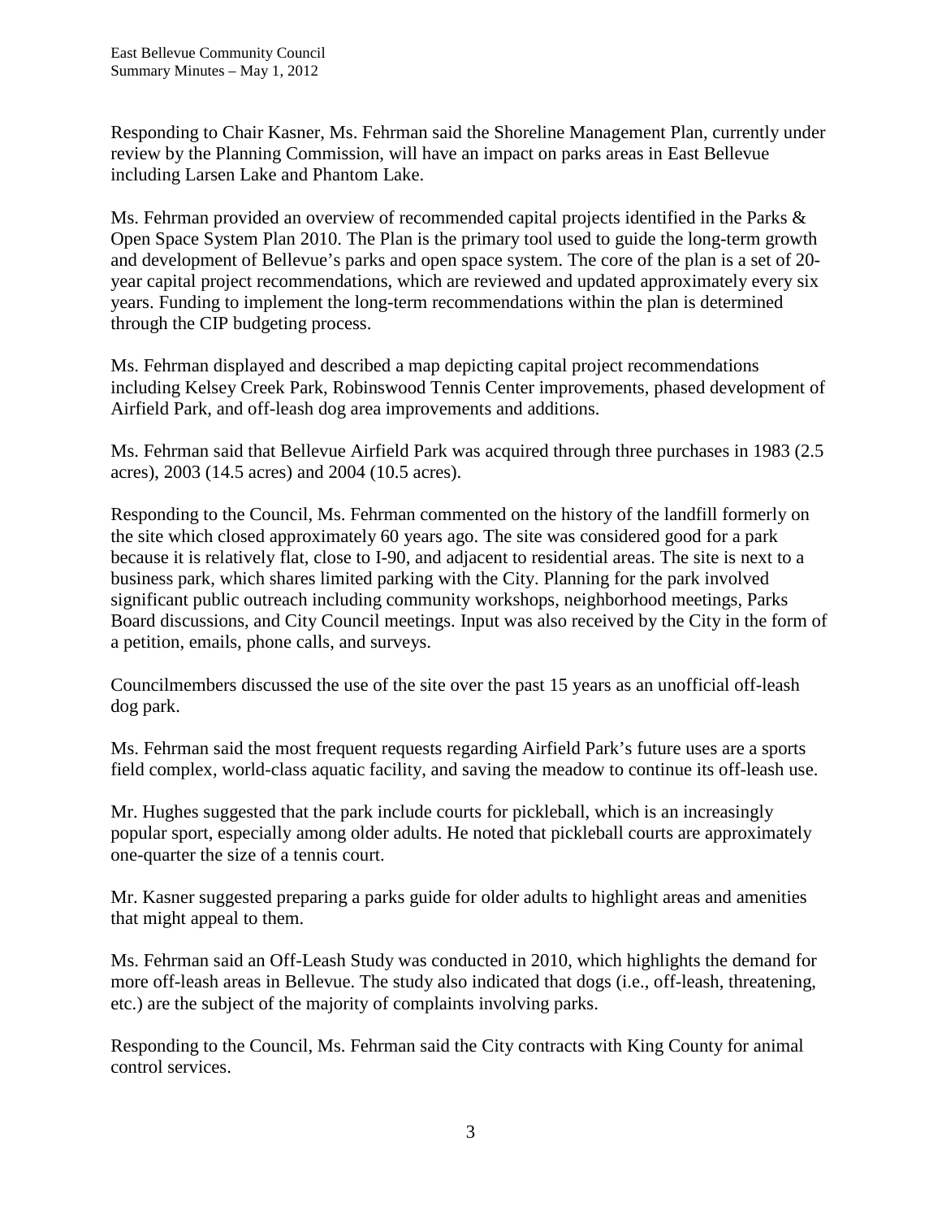Responding to Chair Kasner, Ms. Fehrman said the Shoreline Management Plan, currently under review by the Planning Commission, will have an impact on parks areas in East Bellevue including Larsen Lake and Phantom Lake.

Ms. Fehrman provided an overview of recommended capital projects identified in the Parks & Open Space System Plan 2010. The Plan is the primary tool used to guide the long-term growth and development of Bellevue's parks and open space system. The core of the plan is a set of 20-year capital project recommendations, which are reviewed and updated approximately every six years. Funding to implement the long-term recommendations within the plan is determined through the CIP budgeting process.

Ms. Fehrman displayed and described a map depicting capital project recommendations including Kelsey Creek Park, Robinswood Tennis Center improvements, phased development of Airfield Park, and off-leash dog area improvements and additions.

Ms. Fehrman said that Bellevue Airfield Park was acquired through three purchases in 1983 (2.5 acres), 2003 (14.5 acres) and 2004 (10.5 acres).

Responding to the Council, Ms. Fehrman commented on the history of the landfill formerly on the site which closed approximately 60 years ago. The site was considered good for a park because it is relatively flat, close to I-90, and adjacent to residential areas. The site is next to a business park, which shares limited parking with the City. Planning for the park involved significant public outreach including community workshops, neighborhood meetings, Parks Board discussions, and City Council meetings. Input was also received by the City in the form of a petition, emails, phone calls, and surveys.

Councilmembers discussed the use of the site over the past 15 years as an unofficial off-leash dog park.

Ms. Fehrman said the most frequent requests regarding Airfield Park's future uses are a sports field complex, world-class aquatic facility, and saving the meadow to continue its off-leash use.

Mr. Hughes suggested that the park include courts for pickleball, which is an increasingly popular sport, especially among older adults. He noted that pickleball courts are approximately one-quarter the size of a tennis court.

Mr. Kasner suggested preparing a parks guide for older adults to highlight areas and amenities that might appeal to them.

Ms. Fehrman said an Off-Leash Study was conducted in 2010, which highlights the demand for more off-leash areas in Bellevue. The study also indicated that dogs (i.e., off-leash, threatening, etc.) are the subject of the majority of complaints involving parks.

Responding to the Council, Ms. Fehrman said the City contracts with King County for animal control services.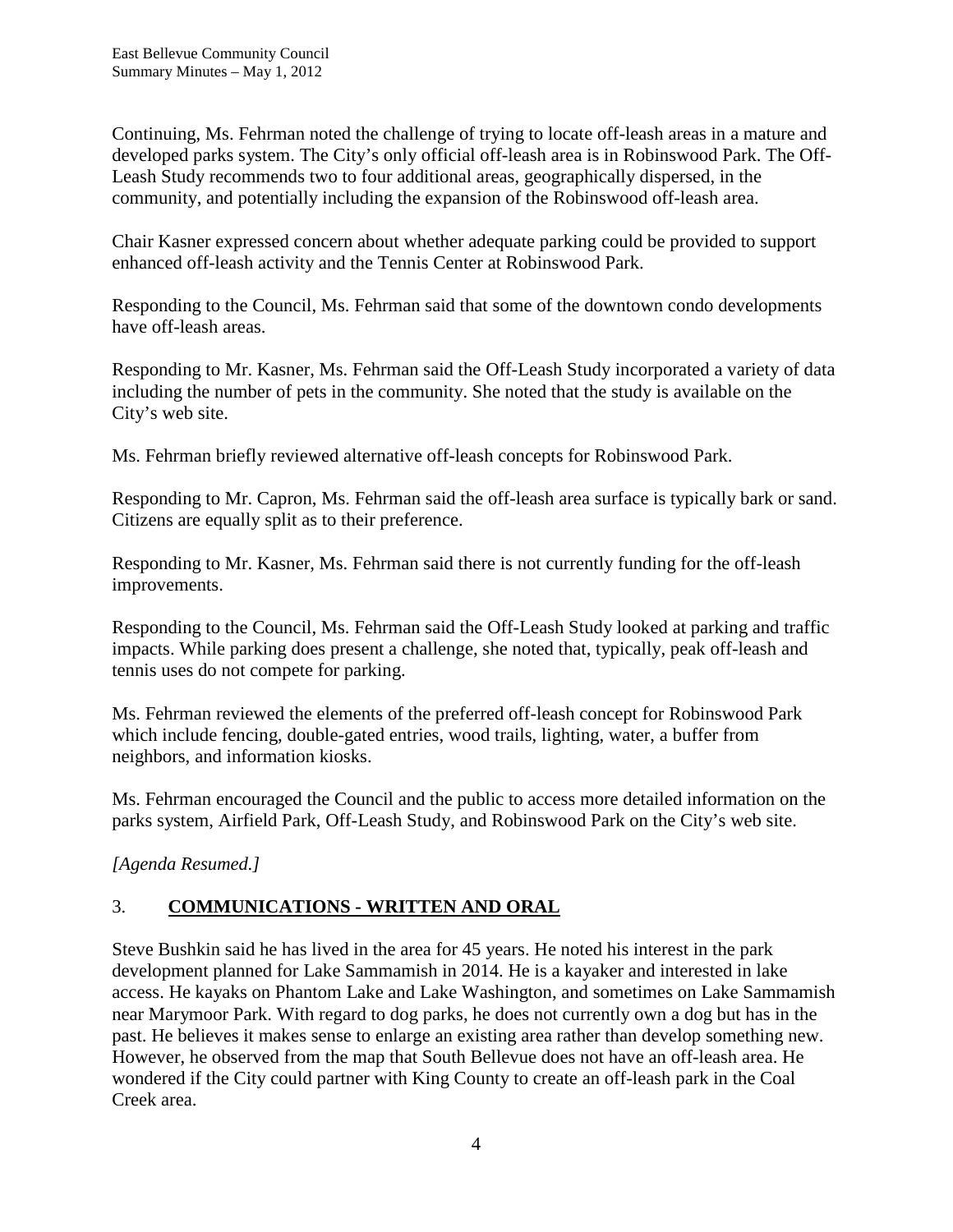Continuing, Ms. Fehrman noted the challenge of trying to locate off-leash areas in a mature and developed parks system. The City's only official off-leash area is in Robinswood Park. The Off-Leash Study recommends two to four additional areas, geographically dispersed, in the community, and potentially including the expansion of the Robinswood off-leash area.

Chair Kasner expressed concern about whether adequate parking could be provided to support enhanced off-leash activity and the Tennis Center at Robinswood Park.

Responding to the Council, Ms. Fehrman said that some of the downtown condo developments have off-leash areas.

Responding to Mr. Kasner, Ms. Fehrman said the Off-Leash Study incorporated a variety of data including the number of pets in the community. She noted that the study is available on the City's web site.

Ms. Fehrman briefly reviewed alternative off-leash concepts for Robinswood Park.

Responding to Mr. Capron, Ms. Fehrman said the off-leash area surface is typically bark or sand. Citizens are equally split as to their preference.

Responding to Mr. Kasner, Ms. Fehrman said there is not currently funding for the off-leash improvements.

Responding to the Council, Ms. Fehrman said the Off-Leash Study looked at parking and traffic impacts. While parking does present a challenge, she noted that, typically, peak off-leash and tennis uses do not compete for parking.

Ms. Fehrman reviewed the elements of the preferred off-leash concept for Robinswood Park which include fencing, double-gated entries, wood trails, lighting, water, a buffer from neighbors, and information kiosks.

Ms. Fehrman encouraged the Council and the public to access more detailed information on the parks system, Airfield Park, Off-Leash Study, and Robinswood Park on the City's web site.

*[Agenda Resumed.]*

## 3. **COMMUNICATIONS - WRITTEN AND ORAL**

Steve Bushkin said he has lived in the area for 45 years. He noted his interest in the park development planned for Lake Sammamish in 2014. He is a kayaker and interested in lake access. He kayaks on Phantom Lake and Lake Washington, and sometimes on Lake Sammamish near Marymoor Park. With regard to dog parks, he does not currently own a dog but has in the past. He believes it makes sense to enlarge an existing area rather than develop something new. However, he observed from the map that South Bellevue does not have an off-leash area. He wondered if the City could partner with King County to create an off-leash park in the Coal Creek area.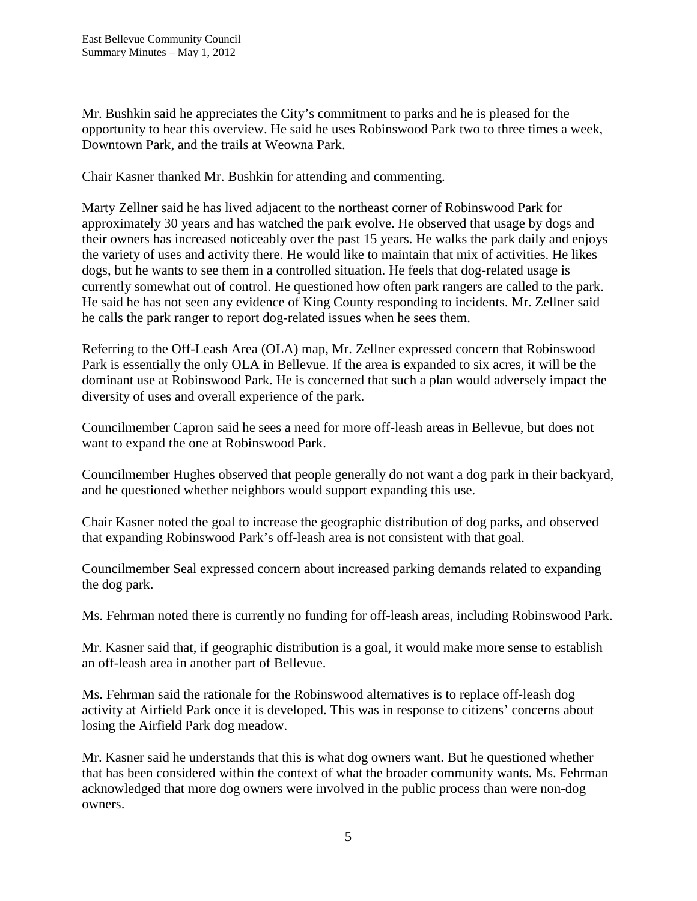Mr. Bushkin said he appreciates the City's commitment to parks and he is pleased for the opportunity to hear this overview. He said he uses Robinswood Park two to three times a week, Downtown Park, and the trails at Weowna Park.

Chair Kasner thanked Mr. Bushkin for attending and commenting.

Marty Zellner said he has lived adjacent to the northeast corner of Robinswood Park for approximately 30 years and has watched the park evolve. He observed that usage by dogs and their owners has increased noticeably over the past 15 years. He walks the park daily and enjoys the variety of uses and activity there. He would like to maintain that mix of activities. He likes dogs, but he wants to see them in a controlled situation. He feels that dog-related usage is currently somewhat out of control. He questioned how often park rangers are called to the park. He said he has not seen any evidence of King County responding to incidents. Mr. Zellner said he calls the park ranger to report dog-related issues when he sees them.

Referring to the Off-Leash Area (OLA) map, Mr. Zellner expressed concern that Robinswood Park is essentially the only OLA in Bellevue. If the area is expanded to six acres, it will be the dominant use at Robinswood Park. He is concerned that such a plan would adversely impact the diversity of uses and overall experience of the park.

Councilmember Capron said he sees a need for more off-leash areas in Bellevue, but does not want to expand the one at Robinswood Park.

Councilmember Hughes observed that people generally do not want a dog park in their backyard, and he questioned whether neighbors would support expanding this use.

Chair Kasner noted the goal to increase the geographic distribution of dog parks, and observed that expanding Robinswood Park's off-leash area is not consistent with that goal.

Councilmember Seal expressed concern about increased parking demands related to expanding the dog park.

Ms. Fehrman noted there is currently no funding for off-leash areas, including Robinswood Park.

Mr. Kasner said that, if geographic distribution is a goal, it would make more sense to establish an off-leash area in another part of Bellevue.

Ms. Fehrman said the rationale for the Robinswood alternatives is to replace off-leash dog activity at Airfield Park once it is developed. This was in response to citizens' concerns about losing the Airfield Park dog meadow.

Mr. Kasner said he understands that this is what dog owners want. But he questioned whether that has been considered within the context of what the broader community wants. Ms. Fehrman acknowledged that more dog owners were involved in the public process than were non-dog owners.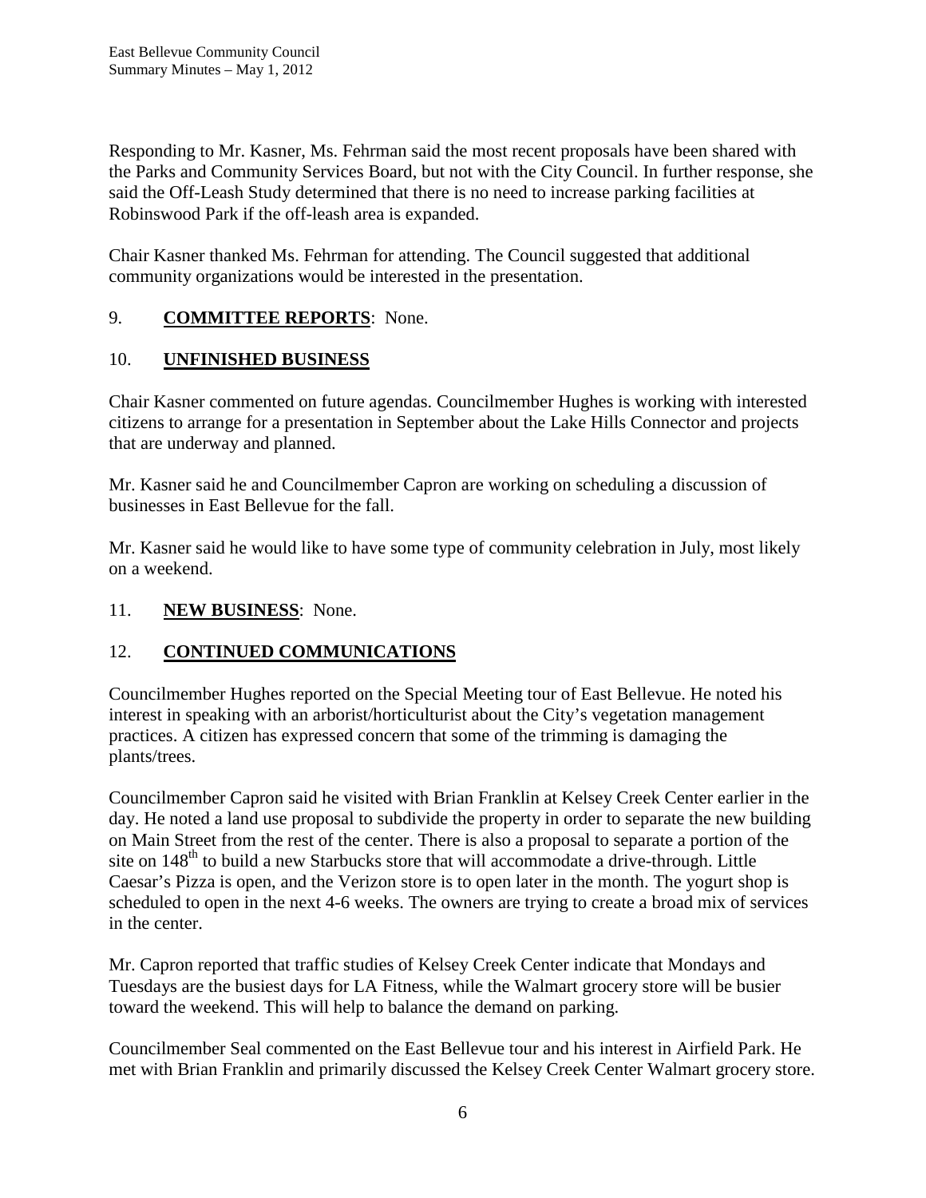Responding to Mr. Kasner, Ms. Fehrman said the most recent proposals have been shared with the Parks and Community Services Board, but not with the City Council. In further response, she said the Off-Leash Study determined that there is no need to increase parking facilities at Robinswood Park if the off-leash area is expanded.

Chair Kasner thanked Ms. Fehrman for attending. The Council suggested that additional community organizations would be interested in the presentation.

9. **COMMITTEE REPORTS**: None.

10. **UNFINISHED BUSINESS**

Chair Kasner commented on future agendas. Councilmember Hughes is working with interested citizens to arrange for a presentation in September about the Lake Hills Connector and projects that are underway and planned.

Mr. Kasner said he and Councilmember Capron are working on scheduling a discussion of businesses in East Bellevue for the fall.

Mr. Kasner said he would like to have some type of community celebration in July, most likely on a weekend.

11. **NEW BUSINESS**: None.

12. **CONTINUED COMMUNICATIONS**

Councilmember Hughes reported on the Special Meeting tour of East Bellevue. He noted his interest in speaking with an arborist/horticulturist about the City's vegetation management practices. A citizen has expressed concern that some of the trimming is damaging the plants/trees.

Councilmember Capron said he visited with Brian Franklin at Kelsey Creek Center earlier in the day. He noted a land use proposal to subdivide the property in order to separate the new building on Main Street from the rest of the center. There is also a proposal to separate a portion of the site on 148th to build a new Starbucks store that will accommodate a drive-through. Little Caesar's Pizza is open, and the Verizon store is to open later in the month. The yogurt shop is scheduled to open in the next 4-6 weeks. The owners are trying to create a broad mix of services in the center.

Mr. Capron reported that traffic studies of Kelsey Creek Center indicate that Mondays and Tuesdays are the busiest days for LA Fitness, while the Walmart grocery store will be busier toward the weekend. This will help to balance the demand on parking.

Councilmember Seal commented on the East Bellevue tour and his interest in Airfield Park. He met with Brian Franklin and primarily discussed the Kelsey Creek Center Walmart grocery store.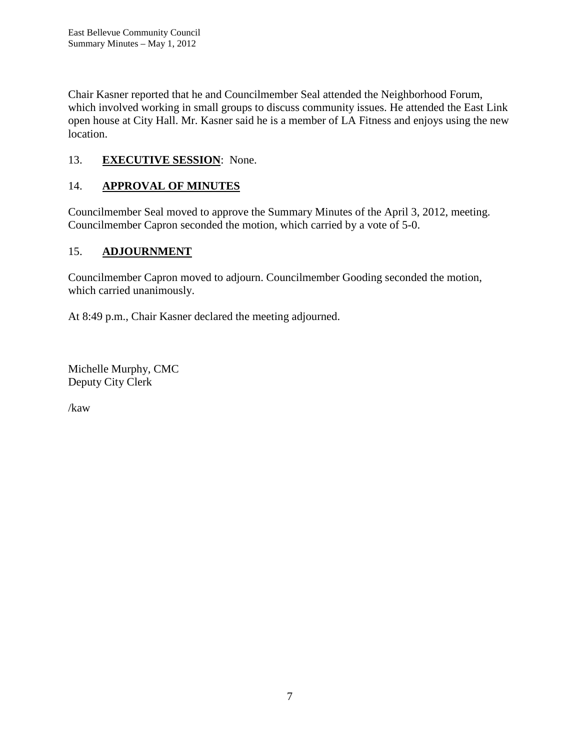Chair Kasner reported that he and Councilmember Seal attended the Neighborhood Forum, which involved working in small groups to discuss community issues. He attended the East Link open house at City Hall. Mr. Kasner said he is a member of LA Fitness and enjoys using the new location.

13. **EXECUTIVE SESSION**: None.

14. **APPROVAL OF MINUTES**

Councilmember Seal moved to approve the Summary Minutes of the April 3, 2012, meeting. Councilmember Capron seconded the motion, which carried by a vote of 5-0.

15. **ADJOURNMENT**

Councilmember Capron moved to adjourn. Councilmember Gooding seconded the motion, which carried unanimously.

At 8:49 p.m., Chair Kasner declared the meeting adjourned.

Michelle Murphy, CMC
Deputy City Clerk

/kaw